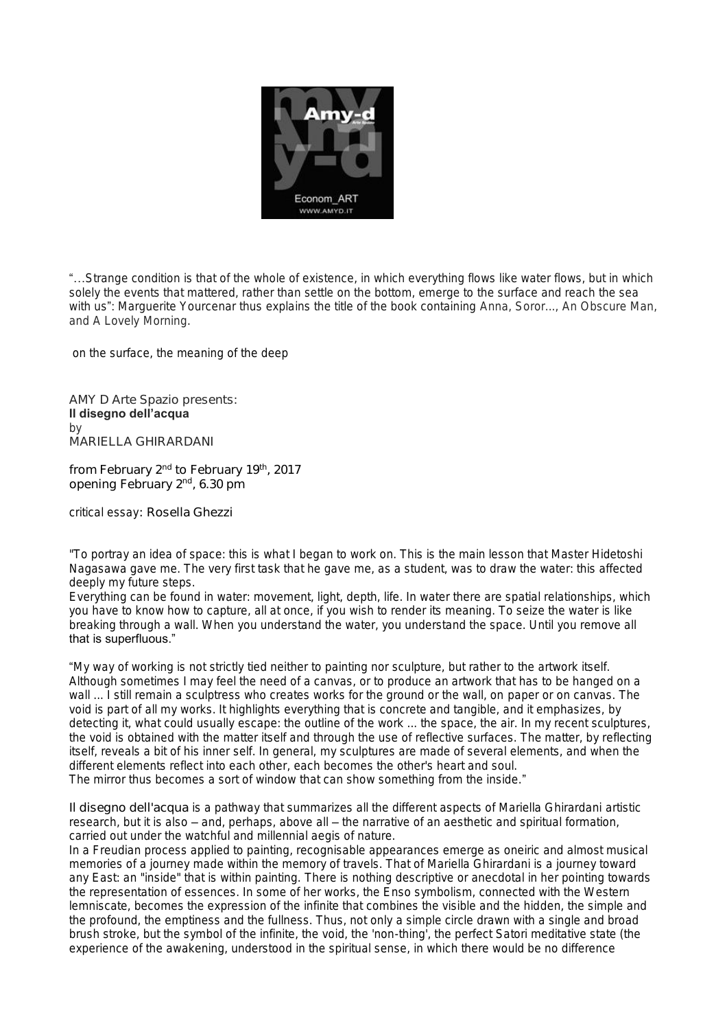"...Strange condition is that of the whole of existence, in which everything flows like water flows, but in which solely the events that mattered, rather than settle on the bottom, emerge to the surface and reach the sea with us": Marguerite Yourcenar thus explains the title of the book containing Anna, Soror..., An Obscure Man, and A Lovely Morning.

on the surface, the meaning of the deep

AMY D Arte Spazio presents:
**Il disegno dell'acqua**
by
MARIELLA GHIRARDANI

from February 2nd to February 19th, 2017
opening February 2nd, 6.30 pm

critical essay: Rosella Ghezzi

"To portray an idea of space: this is what I began to work on. This is the main lesson that Master Hidetoshi Nagasawa gave me. The very first task that he gave me, as a student, was to draw the water: this affected deeply my future steps.
Everything can be found in water: movement, light, depth, life. In water there are spatial relationships, which you have to know how to capture, all at once, if you wish to render its meaning. To seize the water is like breaking through a wall. When you understand the water, you understand the space. Until you remove all that is superfluous."

"My way of working is not strictly tied neither to painting nor sculpture, but rather to the artwork itself. Although sometimes I may feel the need of a canvas, or to produce an artwork that has to be hanged on a wall ... I still remain a sculptress who creates works for the ground or the wall, on paper or on canvas. The void is part of all my works. It highlights everything that is concrete and tangible, and it emphasizes, by detecting it, what could usually escape: the outline of the work ... the space, the air. In my recent sculptures, the void is obtained with the matter itself and through the use of reflective surfaces. The matter, by reflecting itself, reveals a bit of his inner self. In general, my sculptures are made of several elements, and when the different elements reflect into each other, each becomes the other's heart and soul.
The mirror thus becomes a sort of window that can show something from the inside."

Il disegno dell'acqua is a pathway that summarizes all the different aspects of Mariella Ghirardani artistic research, but it is also – and, perhaps, above all – the narrative of an aesthetic and spiritual formation, carried out under the watchful and millennial aegis of nature.
In a Freudian process applied to painting, recognisable appearances emerge as oneiric and almost musical memories of a journey made within the memory of travels. That of Mariella Ghirardani is a journey toward any East: an "inside" that is within painting. There is nothing descriptive or anecdotal in her pointing towards the representation of essences. In some of her works, the Enso symbolism, connected with the Western lemniscate, becomes the expression of the infinite that combines the visible and the hidden, the simple and the profound, the emptiness and the fullness. Thus, not only a simple circle drawn with a single and broad brush stroke, but the symbol of the infinite, the void, the 'non-thing', the perfect Satori meditative state (the experience of the awakening, understood in the spiritual sense, in which there would be no difference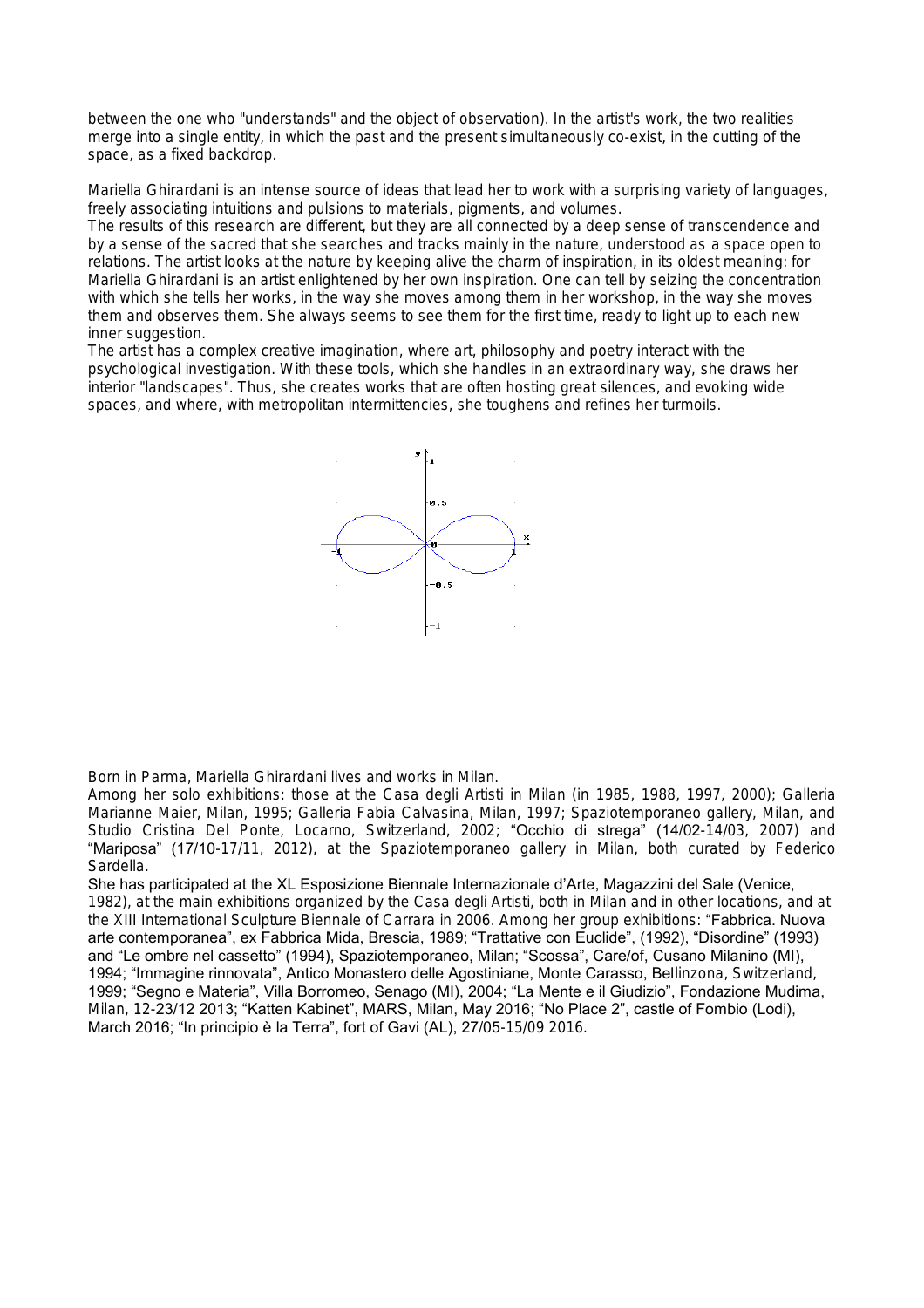between the one who "understands" and the object of observation). In the artist's work, the two realities merge into a single entity, in which the past and the present simultaneously co-exist, in the cutting of the space, as a fixed backdrop.

Mariella Ghirardani is an intense source of ideas that lead her to work with a surprising variety of languages, freely associating intuitions and pulsions to materials, pigments, and volumes.
The results of this research are different, but they are all connected by a deep sense of transcendence and by a sense of the sacred that she searches and tracks mainly in the nature, understood as a space open to relations. The artist looks at the nature by keeping alive the charm of inspiration, in its oldest meaning: for Mariella Ghirardani is an artist enlightened by her own inspiration. One can tell by seizing the concentration with which she tells her works, in the way she moves among them in her workshop, in the way she moves them and observes them. She always seems to see them for the first time, ready to light up to each new inner suggestion.
The artist has a complex creative imagination, where art, philosophy and poetry interact with the psychological investigation. With these tools, which she handles in an extraordinary way, she draws her interior "landscapes". Thus, she creates works that are often hosting great silences, and evoking wide spaces, and where, with metropolitan intermittencies, she toughens and refines her turmoils.

y
1
0.5
x
-1
0
1
-0.5
-1

Born in Parma, Mariella Ghirardani lives and works in Milan.
Among her solo exhibitions: those at the Casa degli Artisti in Milan (in 1985, 1988, 1997, 2000); Galleria Marianne Maier, Milan, 1995; Galleria Fabia Calvasina, Milan, 1997; Spaziotemporaneo gallery, Milan, and Studio Cristina Del Ponte, Locarno, Switzerland, 2002; "Occhio di strega" (14/02-14/03, 2007) and "Mariposa" (17/10-17/11, 2012), at the Spaziotemporaneo gallery in Milan, both curated by Federico Sardella.
She has participated at the XL Esposizione Biennale Internazionale d'Arte, Magazzini del Sale (Venice, 1982), at the main exhibitions organized by the Casa degli Artisti, both in Milan and in other locations, and at the XIII International Sculpture Biennale of Carrara in 2006. Among her group exhibitions: "Fabbrica. Nuova arte contemporanea", ex Fabbrica Mida, Brescia, 1989; "Trattative con Euclide", (1992), "Disordine" (1993) and "Le ombre nel cassetto" (1994), Spaziotemporaneo, Milan; "Scossa", Care/of, Cusano Milanino (MI), 1994; "Immagine rinnovata", Antico Monastero delle Agostiniane, Monte Carasso, Bellinzona, Switzerland, 1999; "Segno e Materia", Villa Borromeo, Senago (MI), 2004; "La Mente e il Giudizio", Fondazione Mudima, Milan, 12-23/12 2013; "Katten Kabinet", MARS, Milan, May 2016; "No Place 2", castle of Fombio (Lodi), March 2016; "In principio è la Terra", fort of Gavi (AL), 27/05-15/09 2016.